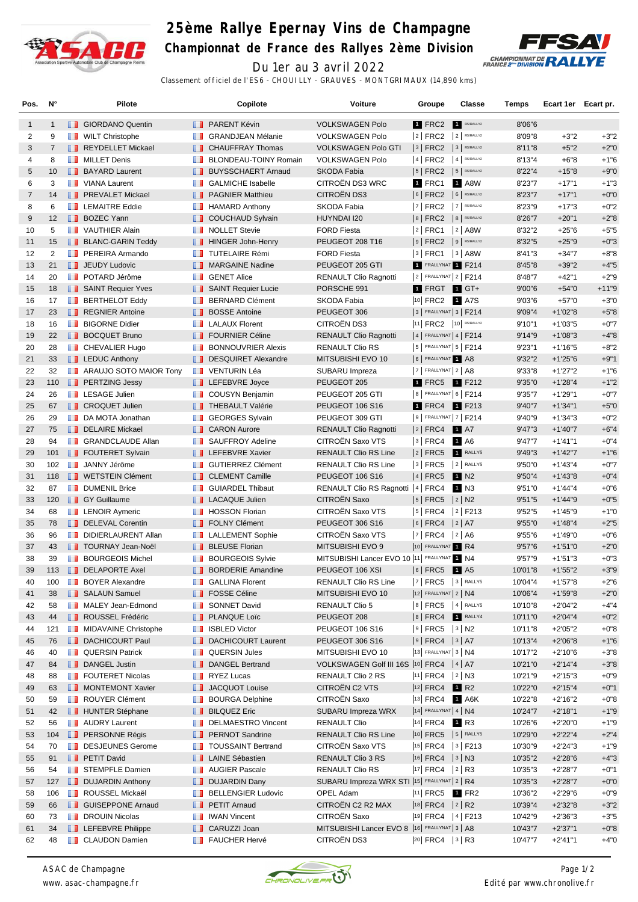# 25ème Rallye Epernay Vins de Champagne

## Championnat de France des Rallyes 2ème Division

Du 1er au 3 avril 2022

Classement officiel de l'ES6 - CHOUILLY - GRAUVES - MONTGRIMAUX (14,890 kms)

| Pos. | N° | Pilote | Copilote | Voiture | Groupe | Classe | Temps | Ecart 1er | Ecart pr. |
|---|---|---|---|---|---|---|---|---|---|
| 1 | 1 | GIORDANO Quentin | PARENT Kévin | VOLKSWAGEN Polo | 1 FRC2 | 1 R5/RALLY2 | 8'06"6 | | |
| 2 | 9 | WILT Christophe | GRANDJEAN Mélanie | VOLKSWAGEN Polo | 2 FRC2 | 2 R5/RALLY2 | 8'09"8 | +3"2 | +3"2 |
| 3 | 7 | REYDELLET Mickael | CHAUFFRAY Thomas | VOLKSWAGEN Polo GTI | 3 FRC2 | 3 R5/RALLY2 | 8'11"8 | +5"2 | +2"0 |
| 4 | 8 | MILLET Denis | BLONDEAU-TOINY Romain | VOLKSWAGEN Polo | 4 FRC2 | 4 R5/RALLY2 | 8'13"4 | +6"8 | +1"6 |
| 5 | 10 | BAYARD Laurent | BUYSSCHAERT Arnaud | SKODA Fabia | 5 FRC2 | 5 R5/RALLY2 | 8'22"4 | +15"8 | +9"0 |
| 6 | 3 | VIANA Laurent | GALMICHE Isabelle | CITROËN DS3 WRC | 1 FRC1 | 1 A8W | 8'23"7 | +17"1 | +1"3 |
| 7 | 14 | PREVALET Mickael | PAGNIER Matthieu | CITROËN DS3 | 6 FRC2 | 6 R5/RALLY2 | 8'23"7 | +17"1 | +0"0 |
| 8 | 6 | LEMAITRE Eddie | HAMARD Anthony | SKODA Fabia | 7 FRC2 | 7 R5/RALLY2 | 8'23"9 | +17"3 | +0"2 |
| 9 | 12 | BOZEC Yann | COUCHAUD Sylvain | HUYNDAI I20 | 8 FRC2 | 8 R5/RALLY2 | 8'26"7 | +20"1 | +2"8 |
| 10 | 5 | VAUTHIER Alain | NOLLET Stevie | FORD Fiesta | 2 FRC1 | 2 A8W | 8'32"2 | +25"6 | +5"5 |
| 11 | 15 | BLANC-GARIN Teddy | HINGER John-Henry | PEUGEOT 208 T16 | 9 FRC2 | 9 R5/RALLY2 | 8'32"5 | +25"9 | +0"3 |
| 12 | 2 | PEREIRA Armando | TUTELAIRE Rémi | FORD Fiesta | 3 FRC1 | 3 A8W | 8'41"3 | +34"7 | +8"8 |
| 13 | 21 | JEUDY Ludovic | MARGAINE Nadine | PEUGEOT 205 GTI | 1 FRALLYNAT | 1 F214 | 8'45"8 | +39"2 | +4"5 |
| 14 | 20 | POTARD Jérôme | GENET Alice | RENAULT Clio Ragnotti | 2 FRALLYNAT | 2 F214 | 8'48"7 | +42"1 | +2"9 |
| 15 | 18 | SAINT Requier Yves | SAINT Requier Lucie | PORSCHE 991 | 1 FRGT | 1 GT+ | 9'00"6 | +54"0 | +11"9 |
| 16 | 17 | BERTHELOT Eddy | BERNARD Clément | SKODA Fabia | 10 FRC2 | 1 A7S | 9'03"6 | +57"0 | +3"0 |
| 17 | 23 | REGNIER Antoine | BOSSE Antoine | PEUGEOT 306 | 3 FRALLYNAT | 3 F214 | 9'09"4 | +1'02"8 | +5"8 |
| 18 | 16 | BIGORNE Didier | LALAUX Florent | CITROËN DS3 | 11 FRC2 | 10 R5/RALLY2 | 9'10"1 | +1'03"5 | +0"7 |
| 19 | 22 | BOCQUET Bruno | FOURNIER Céline | RENAULT Clio Ragnotti | 4 FRALLYNAT | 4 F214 | 9'14"9 | +1'08"3 | +4"8 |
| 20 | 28 | CHEVALIER Hugo | BONNOUVRIER Alexis | RENAULT Clio RS | 5 FRALLYNAT | 5 F214 | 9'23"1 | +1'16"5 | +8"2 |
| 21 | 33 | LEDUC Anthony | DESQUIRET Alexandre | MITSUBISHI EVO 10 | 6 FRALLYNAT | 1 A8 | 9'32"2 | +1'25"6 | +9"1 |
| 22 | 32 | ARAUJO SOTO MAIOR Tony | VENTURIN Léa | SUBARU Impreza | 7 FRALLYNAT | 2 A8 | 9'33"8 | +1'27"2 | +1"6 |
| 23 | 110 | PERTZING Jessy | LEFEBVRE Joyce | PEUGEOT 205 | 1 FRC5 | 1 F212 | 9'35"0 | +1'28"4 | +1"2 |
| 24 | 26 | LESAGE Julien | COUSYN Benjamin | PEUGEOT 205 GTI | 8 FRALLYNAT | 6 F214 | 9'35"7 | +1'29"1 | +0"7 |
| 25 | 67 | CROQUET Julien | THEBAULT Valérie | PEUGEOT 106 S16 | 1 FRC4 | 1 F213 | 9'40"7 | +1'34"1 | +5"0 |
| 26 | 29 | DA MOTA Jonathan | GEORGES Sylvain | PEUGEOT 309 GTI | 9 FRALLYNAT | 7 F214 | 9'40"9 | +1'34"3 | +0"2 |
| 27 | 75 | DELAIRE Mickael | CARON Aurore | RENAULT Clio Ragnotti | 2 FRC4 | 1 A7 | 9'47"3 | +1'40"7 | +6"4 |
| 28 | 94 | GRANDCLAUDE Allan | SAUFFROY Adeline | CITROËN Saxo VTS | 3 FRC4 | 1 A6 | 9'47"7 | +1'41"1 | +0"4 |
| 29 | 101 | FOUTERET Sylvain | LEFEBVRE Xavier | RENAULT Clio RS Line | 2 FRC5 | 1 RALLY5 | 9'49"3 | +1'42"7 | +1"6 |
| 30 | 102 | JANNY Jérôme | GUTIERREZ Clément | RENAULT Clio RS Line | 3 FRC5 | 2 RALLY5 | 9'50"0 | +1'43"4 | +0"7 |
| 31 | 118 | WETSTEIN Clément | CLEMENT Camille | PEUGEOT 106 S16 | 4 FRC5 | 1 N2 | 9'50"4 | +1'43"8 | +0"4 |
| 32 | 87 | DUMENIL Brice | GUIARDEL Thibaut | RENAULT Clio RS Ragnotti | 4 FRC4 | 1 N3 | 9'51"0 | +1'44"4 | +0"6 |
| 33 | 120 | GY Guillaume | LACAQUE Julien | CITROËN Saxo | 5 FRC5 | 2 N2 | 9'51"5 | +1'44"9 | +0"5 |
| 34 | 68 | LENOIR Aymeric | HOSSON Florian | CITROËN Saxo VTS | 5 FRC4 | 2 F213 | 9'52"5 | +1'45"9 | +1"0 |
| 35 | 78 | DELEVAL Corentin | FOLNY Clément | PEUGEOT 306 S16 | 6 FRC4 | 2 A7 | 9'55"0 | +1'48"4 | +2"5 |
| 36 | 96 | DIDIERLAURENT Allan | LALLEMENT Sophie | CITROËN Saxo VTS | 7 FRC4 | 2 A6 | 9'55"6 | +1'49"0 | +0"6 |
| 37 | 43 | TOURNAY Jean-Noël | BLEUSE Florian | MITSUBISHI EVO 9 | 10 FRALLYNAT | 1 R4 | 9'57"6 | +1'51"0 | +2"0 |
| 38 | 39 | BOURGEOIS Michel | BOURGEOIS Sylvie | MITSUBISHI Lancer EVO 10 | 11 FRALLYNAT | 1 N4 | 9'57"9 | +1'51"3 | +0"3 |
| 39 | 113 | DELAPORTE Axel | BORDERIE Amandine | PEUGEOT 106 XSI | 6 FRC5 | 1 A5 | 10'01"8 | +1'55"2 | +3"9 |
| 40 | 100 | BOYER Alexandre | GALLINA Florent | RENAULT Clio RS Line | 7 FRC5 | 3 RALLY5 | 10'04"4 | +1'57"8 | +2"6 |
| 41 | 38 | SALAUN Samuel | FOSSE Céline | MITSUBISHI EVO 10 | 12 FRALLYNAT | 2 N4 | 10'06"4 | +1'59"8 | +2"0 |
| 42 | 58 | MALEY Jean-Edmond | SONNET David | RENAULT Clio 5 | 8 FRC5 | 4 RALLY5 | 10'10"8 | +2'04"2 | +4"4 |
| 43 | 44 | ROUSSEL Frédéric | PLANQUE Loïc | PEUGEOT 208 | 8 FRC4 | 1 RALLY4 | 10'11"0 | +2'04"4 | +0"2 |
| 44 | 121 | MIDAVAINE Christophe | ISBLED Victor | PEUGEOT 106 S16 | 9 FRC5 | 3 N2 | 10'11"8 | +2'05"2 | +0"8 |
| 45 | 76 | DACHICOURT Paul | DACHICOURT Laurent | PEUGEOT 306 S16 | 9 FRC4 | 3 A7 | 10'13"4 | +2'06"8 | +1"6 |
| 46 | 40 | QUERSIN Patrick | QUERSIN Jules | MITSUBISHI EVO 10 | 13 FRALLYNAT | 3 N4 | 10'17"2 | +2'10"6 | +3"8 |
| 47 | 84 | DANGEL Justin | DANGEL Bertrand | VOLKSWAGEN Golf III 16S | 10 FRC4 | 4 A7 | 10'21"0 | +2'14"4 | +3"8 |
| 48 | 88 | FOUTERET Nicolas | RYEZ Lucas | RENAULT Clio 2 RS | 11 FRC4 | 2 N3 | 10'21"9 | +2'15"3 | +0"9 |
| 49 | 63 | MONTEMONT Xavier | JACQUOT Louise | CITROËN C2 VTS | 12 FRC4 | 1 R2 | 10'22"0 | +2'15"4 | +0"1 |
| 50 | 59 | ROUYER Clément | BOURGA Delphine | CITROËN Saxo | 13 FRC4 | 1 A6K | 10'22"8 | +2'16"2 | +0"8 |
| 51 | 42 | HUNTER Stéphane | BILQUEZ Eric | SUBARU Impreza WRX | 14 FRALLYNAT | 4 N4 | 10'24"7 | +2'18"1 | +1"9 |
| 52 | 56 | AUDRY Laurent | DELMAESTRO Vincent | RENAULT Clio | 14 FRC4 | 1 R3 | 10'26"6 | +2'20"0 | +1"9 |
| 53 | 104 | PERSONNE Régis | PERNOT Sandrine | RENAULT Clio RS Line | 10 FRC5 | 5 RALLY5 | 10'29"0 | +2'22"4 | +2"4 |
| 54 | 70 | DESJEUNES Gerome | TOUSSAINT Bertrand | CITROËN Saxo VTS | 15 FRC4 | 3 F213 | 10'30"9 | +2'24"3 | +1"9 |
| 55 | 91 | PETIT David | LAINE Sébastien | RENAULT Clio 3 RS | 16 FRC4 | 3 N3 | 10'35"2 | +2'28"6 | +4"3 |
| 56 | 54 | STEMPFLE Damien | AUGIER Pascale | RENAULT Clio RS | 17 FRC4 | 2 R3 | 10'35"3 | +2'28"7 | +0"1 |
| 57 | 127 | DUJARDIN Anthony | DUJARDIN Dany | SUBARU Impreza WRX STI | 15 FRALLYNAT | 2 R4 | 10'35"3 | +2'28"7 | +0"0 |
| 58 | 106 | ROUSSEL Mickaël | BELLENGIER Ludovic | OPEL Adam | 11 FRC5 | 1 FR2 | 10'36"2 | +2'29"6 | +0"9 |
| 59 | 66 | GUISEPPONE Arnaud | PETIT Arnaud | CITROËN C2 R2 MAX | 18 FRC4 | 2 R2 | 10'39"4 | +2'32"8 | +3"2 |
| 60 | 73 | DROUIN Nicolas | IWAN Vincent | CITROËN Saxo | 19 FRC4 | 4 F213 | 10'42"9 | +2'36"3 | +3"5 |
| 61 | 34 | LEFEBVRE Philippe | CARUZZI Joan | MITSUBISHI Lancer EVO 8 | 16 FRALLYNAT | 3 A8 | 10'43"7 | +2'37"1 | +0"8 |
| 62 | 48 | CLAUDON Damien | FAUCHER Hervé | CITROËN DS3 | 20 FRC4 | 3 R3 | 10'47"7 | +2'41"1 | +4"0 |

ASAC de Champagne
www.asac-champagne.fr

Edité par www.chronolive.fr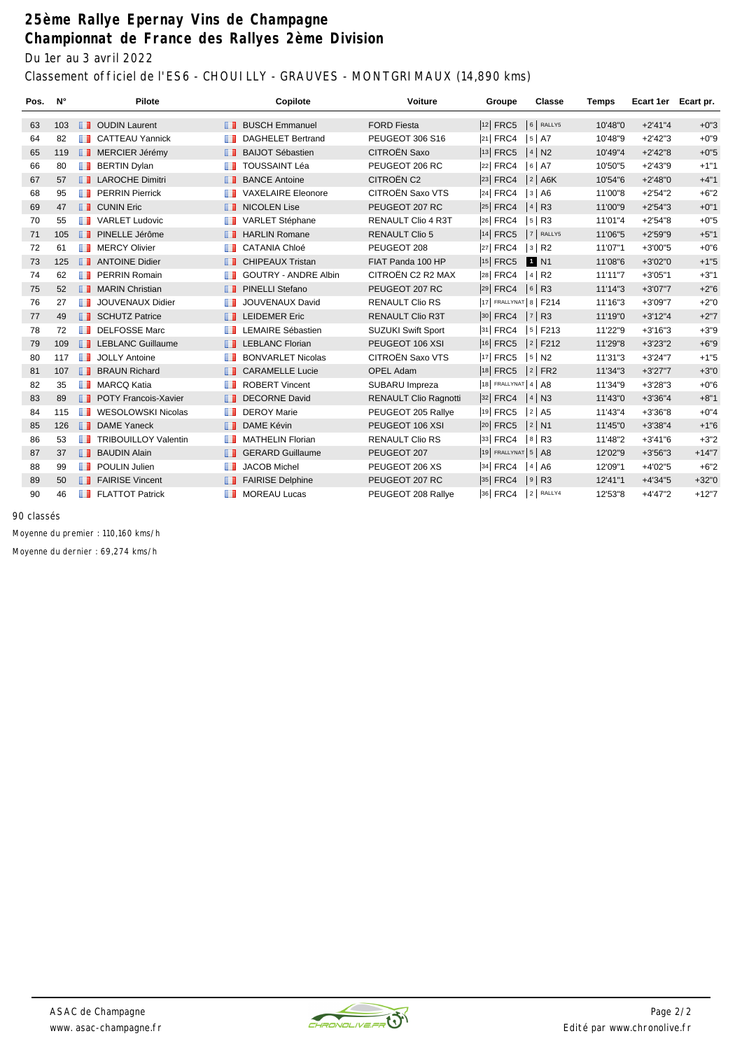# 25ème Rallye Epernay Vins de Champagne

## Championnat de France des Rallyes 2ème Division

Du 1er au 3 avril 2022

Classement officiel de l'ES6 - CHOUILLY - GRAUVES - MONTGRIMAUX (14,890 kms)

| Pos. | N° | Pilote | Copilote | Voiture | Groupe | Classe | Temps | Ecart 1er | Ecart pr. |
|---|---|---|---|---|---|---|---|---|---|
| 63 | 103 | OUDIN Laurent | BUSCH Emmanuel | FORD Fiesta | 12 FRC5 | 6 RALLY5 | 10'48"0 | +2'41"4 | +0"3 |
| 64 | 82 | CATTEAU Yannick | DAGHELET Bertrand | PEUGEOT 306 S16 | 21 FRC4 | 5 A7 | 10'48"9 | +2'42"3 | +0"9 |
| 65 | 119 | MERCIER Jérémy | BAIJOT Sébastien | CITROËN Saxo | 13 FRC5 | 4 N2 | 10'49"4 | +2'42"8 | +0"5 |
| 66 | 80 | BERTIN Dylan | TOUSSAINT Léa | PEUGEOT 206 RC | 22 FRC4 | 6 A7 | 10'50"5 | +2'43"9 | +1"1 |
| 67 | 57 | LAROCHE Dimitri | BANCE Antoine | CITROËN C2 | 23 FRC4 | 2 A6K | 10'54"6 | +2'48"0 | +4"1 |
| 68 | 95 | PERRIN Pierrick | VAXELAIRE Eleonore | CITROËN Saxo VTS | 24 FRC4 | 3 A6 | 11'00"8 | +2'54"2 | +6"2 |
| 69 | 47 | CUNIN Eric | NICOLEN Lise | PEUGEOT 207 RC | 25 FRC4 | 4 R3 | 11'00"9 | +2'54"3 | +0"1 |
| 70 | 55 | VARLET Ludovic | VARLET Stéphane | RENAULT Clio 4 R3T | 26 FRC4 | 5 R3 | 11'01"4 | +2'54"8 | +0"5 |
| 71 | 105 | PINELLE Jérôme | HARLIN Romane | RENAULT Clio 5 | 14 FRC5 | 7 RALLY5 | 11'06"5 | +2'59"9 | +5"1 |
| 72 | 61 | MERCY Olivier | CATANIA Chloé | PEUGEOT 208 | 27 FRC4 | 3 R2 | 11'07"1 | +3'00"5 | +0"6 |
| 73 | 125 | ANTOINE Didier | CHIPEAUX Tristan | FIAT Panda 100 HP | 15 FRC5 | 1 N1 | 11'08"6 | +3'02"0 | +1"5 |
| 74 | 62 | PERRIN Romain | GOUTRY - ANDRE Albin | CITROËN C2 R2 MAX | 28 FRC4 | 4 R2 | 11'11"7 | +3'05"1 | +3"1 |
| 75 | 52 | MARIN Christian | PINELLI Stefano | PEUGEOT 207 RC | 29 FRC4 | 6 R3 | 11'14"3 | +3'07"7 | +2"6 |
| 76 | 27 | JOUVENAUX Didier | JOUVENAUX David | RENAULT Clio RS | 17 FRALLYNAT | 8 F214 | 11'16"3 | +3'09"7 | +2"0 |
| 77 | 49 | SCHUTZ Patrice | LEIDEMER Eric | RENAULT Clio R3T | 30 FRC4 | 7 R3 | 11'19"0 | +3'12"4 | +2"7 |
| 78 | 72 | DELFOSSE Marc | LEMAIRE Sébastien | SUZUKI Swift Sport | 31 FRC4 | 5 F213 | 11'22"9 | +3'16"3 | +3"9 |
| 79 | 109 | LEBLANC Guillaume | LEBLANC Florian | PEUGEOT 106 XSI | 16 FRC5 | 2 F212 | 11'29"8 | +3'23"2 | +6"9 |
| 80 | 117 | JOLLY Antoine | BONVARLET Nicolas | CITROËN Saxo VTS | 17 FRC5 | 5 N2 | 11'31"3 | +3'24"7 | +1"5 |
| 81 | 107 | BRAUN Richard | CARAMELLE Lucie | OPEL Adam | 18 FRC5 | 2 FR2 | 11'34"3 | +3'27"7 | +3"0 |
| 82 | 35 | MARCQ Katia | ROBERT Vincent | SUBARU Impreza | 18 FRALLYNAT | 4 A8 | 11'34"9 | +3'28"3 | +0"6 |
| 83 | 89 | POTY Francois-Xavier | DECORNE David | RENAULT Clio Ragnotti | 32 FRC4 | 4 N3 | 11'43"0 | +3'36"4 | +8"1 |
| 84 | 115 | WESOLOWSKI Nicolas | DEROY Marie | PEUGEOT 205 Rallye | 19 FRC5 | 2 A5 | 11'43"4 | +3'36"8 | +0"4 |
| 85 | 126 | DAME Yaneck | DAME Kévin | PEUGEOT 106 XSI | 20 FRC5 | 2 N1 | 11'45"0 | +3'38"4 | +1"6 |
| 86 | 53 | TRIBOUILLOY Valentin | MATHELIN Florian | RENAULT Clio RS | 33 FRC4 | 8 R3 | 11'48"2 | +3'41"6 | +3"2 |
| 87 | 37 | BAUDIN Alain | GERARD Guillaume | PEUGEOT 207 | 19 FRALLYNAT | 5 A8 | 12'02"9 | +3'56"3 | +14"7 |
| 88 | 99 | POULIN Julien | JACOB Michel | PEUGEOT 206 XS | 34 FRC4 | 4 A6 | 12'09"1 | +4'02"5 | +6"2 |
| 89 | 50 | FAIRISE Vincent | FAIRISE Delphine | PEUGEOT 207 RC | 35 FRC4 | 9 R3 | 12'41"1 | +4'34"5 | +32"0 |
| 90 | 46 | FLATTOT Patrick | MOREAU Lucas | PEUGEOT 208 Rallye | 36 FRC4 | 2 RALLY4 | 12'53"8 | +4'47"2 | +12"7 |

90 classés

Moyenne du premier : 110,160 kms/h

Moyenne du dernier : 69,274 kms/h

ASAC de Champagne
www.asac-champagne.fr

Edité par www.chronolive.fr